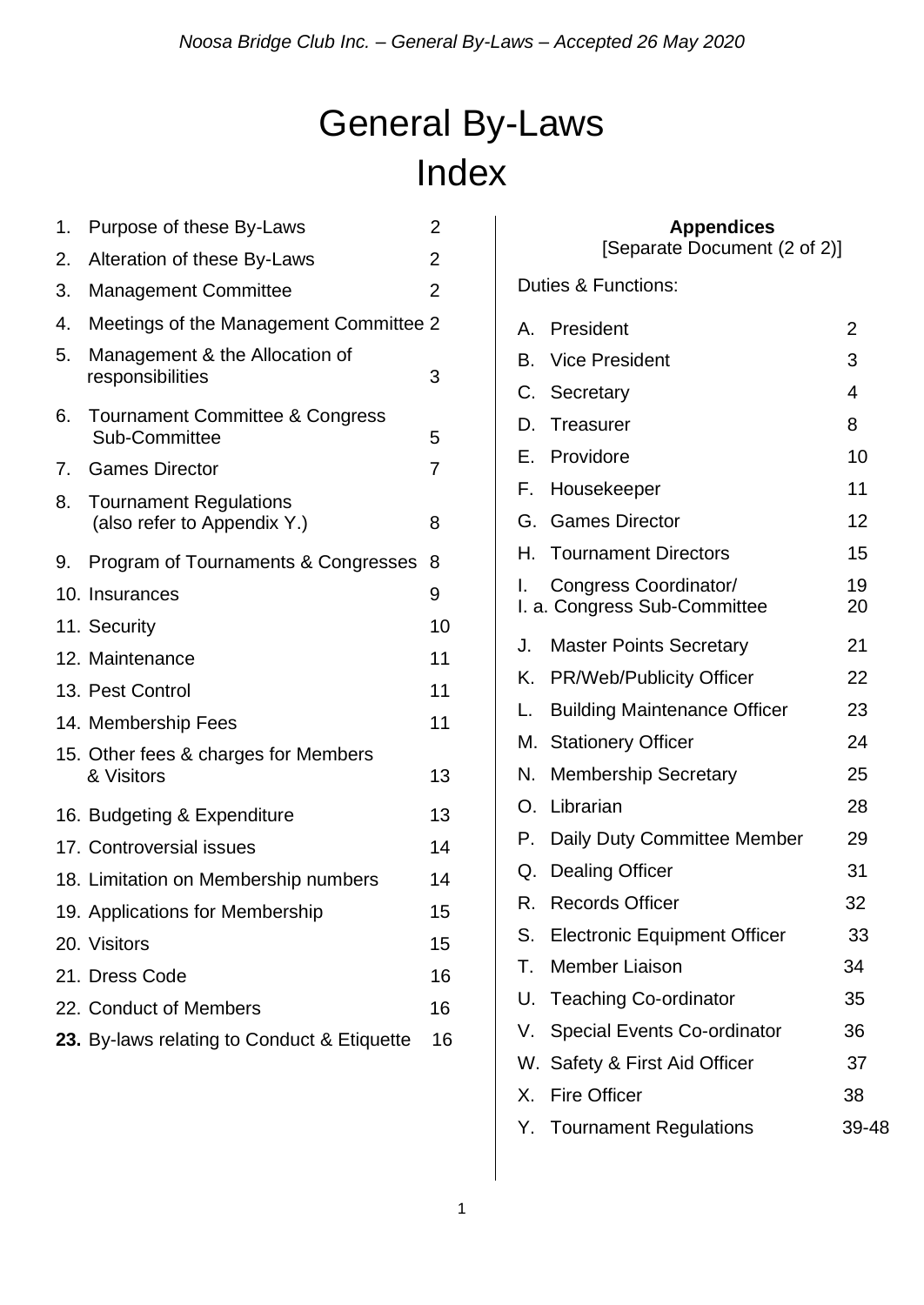# General By-Laws

# Index

| | | |
|---|---|---|
| 1. | Purpose of these By-Laws | 2 |
| 2. | Alteration of these By-Laws | 2 |
| 3. | Management Committee | 2 |
| 4. | Meetings of the Management Committee | 2 |
| 5. | Management & the Allocation of responsibilities | 3 |
| 6. | Tournament Committee & Congress Sub-Committee | 5 |
| 7. | Games Director | 7 |
| 8. | Tournament Regulations (also refer to Appendix Y.) | 8 |
| 9. | Program of Tournaments & Congresses | 8 |
| 10. | Insurances | 9 |
| 11. | Security | 10 |
| 12. | Maintenance | 11 |
| 13. | Pest Control | 11 |
| 14. | Membership Fees | 11 |
| 15. | Other fees & charges for Members & Visitors | 13 |
| 16. | Budgeting & Expenditure | 13 |
| 17. | Controversial issues | 14 |
| 18. | Limitation on Membership numbers | 14 |
| 19. | Applications for Membership | 15 |
| 20. | Visitors | 15 |
| 21. | Dress Code | 16 |
| 22. | Conduct of Members | 16 |
| **23.** | By-laws relating to Conduct & Etiquette | 16 |

**Appendices**
[Separate Document (2 of 2)]

Duties & Functions:

| | | |
|---|---|---|
| A. | President | 2 |
| B. | Vice President | 3 |
| C. | Secretary | 4 |
| D. | Treasurer | 8 |
| E. | Providore | 10 |
| F. | Housekeeper | 11 |
| G. | Games Director | 12 |
| H. | Tournament Directors | 15 |
| I. | Congress Coordinator/ | 19 |
| I. a. | Congress Sub-Committee | 20 |
| J. | Master Points Secretary | 21 |
| K. | PR/Web/Publicity Officer | 22 |
| L. | Building Maintenance Officer | 23 |
| M. | Stationery Officer | 24 |
| N. | Membership Secretary | 25 |
| O. | Librarian | 28 |
| P. | Daily Duty Committee Member | 29 |
| Q. | Dealing Officer | 31 |
| R. | Records Officer | 32 |
| S. | Electronic Equipment Officer | 33 |
| T. | Member Liaison | 34 |
| U. | Teaching Co-ordinator | 35 |
| V. | Special Events Co-ordinator | 36 |
| W. | Safety & First Aid Officer | 37 |
| X. | Fire Officer | 38 |
| Y. | Tournament Regulations | 39-48 |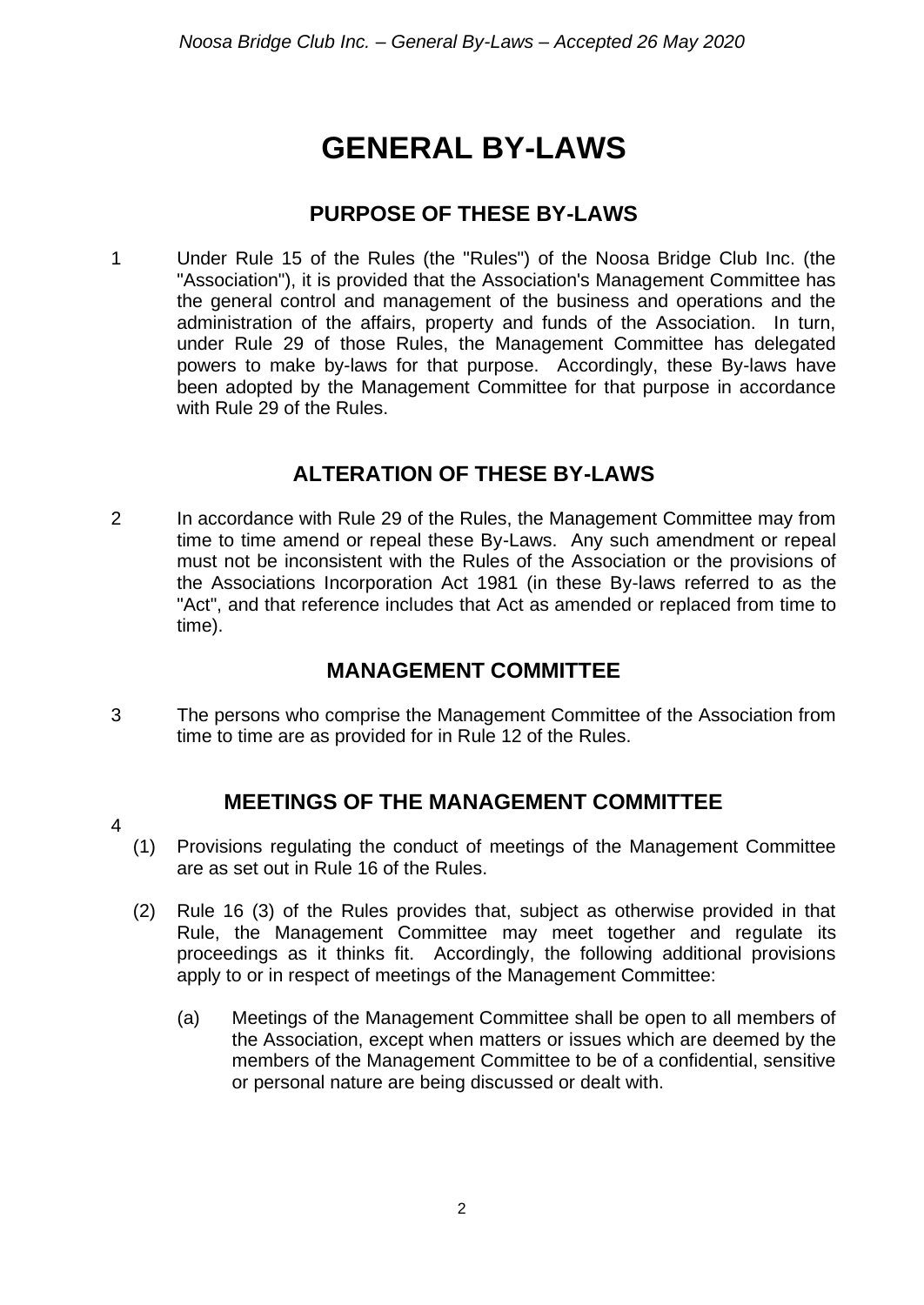# GENERAL BY-LAWS

## PURPOSE OF THESE BY-LAWS

1 Under Rule 15 of the Rules (the "Rules") of the Noosa Bridge Club Inc. (the "Association"), it is provided that the Association's Management Committee has the general control and management of the business and operations and the administration of the affairs, property and funds of the Association. In turn, under Rule 29 of those Rules, the Management Committee has delegated powers to make by-laws for that purpose. Accordingly, these By-laws have been adopted by the Management Committee for that purpose in accordance with Rule 29 of the Rules.

## ALTERATION OF THESE BY-LAWS

2 In accordance with Rule 29 of the Rules, the Management Committee may from time to time amend or repeal these By-Laws. Any such amendment or repeal must not be inconsistent with the Rules of the Association or the provisions of the Associations Incorporation Act 1981 (in these By-laws referred to as the "Act", and that reference includes that Act as amended or replaced from time to time).

## MANAGEMENT COMMITTEE

3 The persons who comprise the Management Committee of the Association from time to time are as provided for in Rule 12 of the Rules.

## MEETINGS OF THE MANAGEMENT COMMITTEE

4

(1) Provisions regulating the conduct of meetings of the Management Committee are as set out in Rule 16 of the Rules.

(2) Rule 16 (3) of the Rules provides that, subject as otherwise provided in that Rule, the Management Committee may meet together and regulate its proceedings as it thinks fit. Accordingly, the following additional provisions apply to or in respect of meetings of the Management Committee:

(a) Meetings of the Management Committee shall be open to all members of the Association, except when matters or issues which are deemed by the members of the Management Committee to be of a confidential, sensitive or personal nature are being discussed or dealt with.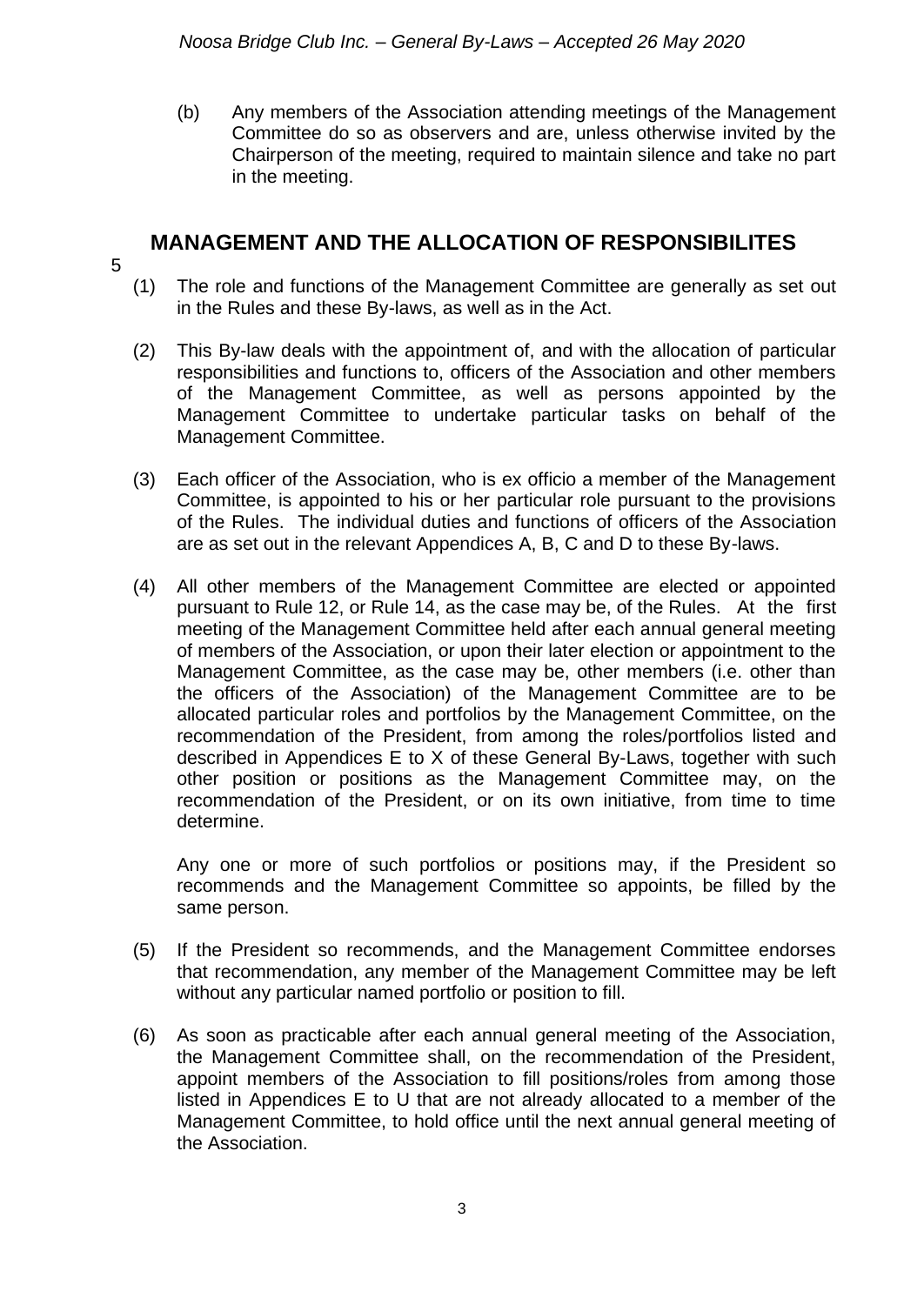(b) Any members of the Association attending meetings of the Management Committee do so as observers and are, unless otherwise invited by the Chairperson of the meeting, required to maintain silence and take no part in the meeting.

## 5 MANAGEMENT AND THE ALLOCATION OF RESPONSIBILITES

(1) The role and functions of the Management Committee are generally as set out in the Rules and these By-laws, as well as in the Act.

(2) This By-law deals with the appointment of, and with the allocation of particular responsibilities and functions to, officers of the Association and other members of the Management Committee, as well as persons appointed by the Management Committee to undertake particular tasks on behalf of the Management Committee.

(3) Each officer of the Association, who is ex officio a member of the Management Committee, is appointed to his or her particular role pursuant to the provisions of the Rules. The individual duties and functions of officers of the Association are as set out in the relevant Appendices A, B, C and D to these By-laws.

(4) All other members of the Management Committee are elected or appointed pursuant to Rule 12, or Rule 14, as the case may be, of the Rules. At the first meeting of the Management Committee held after each annual general meeting of members of the Association, or upon their later election or appointment to the Management Committee, as the case may be, other members (i.e. other than the officers of the Association) of the Management Committee are to be allocated particular roles and portfolios by the Management Committee, on the recommendation of the President, from among the roles/portfolios listed and described in Appendices E to X of these General By-Laws, together with such other position or positions as the Management Committee may, on the recommendation of the President, or on its own initiative, from time to time determine.

Any one or more of such portfolios or positions may, if the President so recommends and the Management Committee so appoints, be filled by the same person.

(5) If the President so recommends, and the Management Committee endorses that recommendation, any member of the Management Committee may be left without any particular named portfolio or position to fill.

(6) As soon as practicable after each annual general meeting of the Association, the Management Committee shall, on the recommendation of the President, appoint members of the Association to fill positions/roles from among those listed in Appendices E to U that are not already allocated to a member of the Management Committee, to hold office until the next annual general meeting of the Association.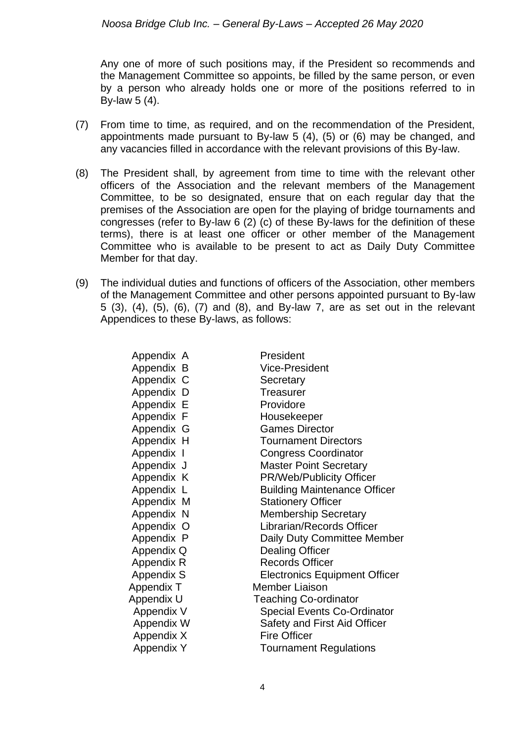Any one of more of such positions may, if the President so recommends and the Management Committee so appoints, be filled by the same person, or even by a person who already holds one or more of the positions referred to in By-law 5 (4).

(7) From time to time, as required, and on the recommendation of the President, appointments made pursuant to By-law 5 (4), (5) or (6) may be changed, and any vacancies filled in accordance with the relevant provisions of this By-law.

(8) The President shall, by agreement from time to time with the relevant other officers of the Association and the relevant members of the Management Committee, to be so designated, ensure that on each regular day that the premises of the Association are open for the playing of bridge tournaments and congresses (refer to By-law 6 (2) (c) of these By-laws for the definition of these terms), there is at least one officer or other member of the Management Committee who is available to be present to act as Daily Duty Committee Member for that day.

(9) The individual duties and functions of officers of the Association, other members of the Management Committee and other persons appointed pursuant to By-law 5 (3), (4), (5), (6), (7) and (8), and By-law 7, are as set out in the relevant Appendices to these By-laws, as follows:

| | |
|---|---|
| Appendix A | President |
| Appendix B | Vice-President |
| Appendix C | Secretary |
| Appendix D | Treasurer |
| Appendix E | Providore |
| Appendix F | Housekeeper |
| Appendix G | Games Director |
| Appendix H | Tournament Directors |
| Appendix I | Congress Coordinator |
| Appendix J | Master Point Secretary |
| Appendix K | PR/Web/Publicity Officer |
| Appendix L | Building Maintenance Officer |
| Appendix M | Stationery Officer |
| Appendix N | Membership Secretary |
| Appendix O | Librarian/Records Officer |
| Appendix P | Daily Duty Committee Member |
| Appendix Q | Dealing Officer |
| Appendix R | Records Officer |
| Appendix S | Electronics Equipment Officer |
| Appendix T | Member Liaison |
| Appendix U | Teaching Co-ordinator |
| Appendix V | Special Events Co-Ordinator |
| Appendix W | Safety and First Aid Officer |
| Appendix X | Fire Officer |
| Appendix Y | Tournament Regulations |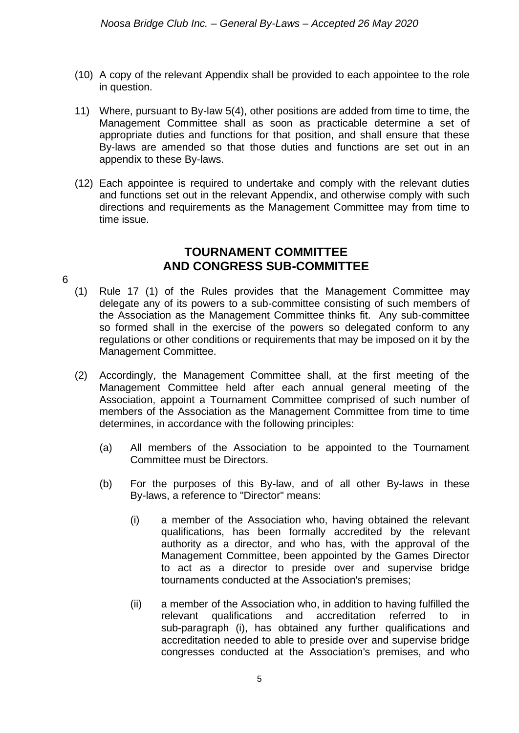(10) A copy of the relevant Appendix shall be provided to each appointee to the role in question.

11) Where, pursuant to By-law 5(4), other positions are added from time to time, the Management Committee shall as soon as practicable determine a set of appropriate duties and functions for that position, and shall ensure that these By-laws are amended so that those duties and functions are set out in an appendix to these By-laws.

(12) Each appointee is required to undertake and comply with the relevant duties and functions set out in the relevant Appendix, and otherwise comply with such directions and requirements as the Management Committee may from time to time issue.

## TOURNAMENT COMMITTEE AND CONGRESS SUB-COMMITTEE

6

(1) Rule 17 (1) of the Rules provides that the Management Committee may delegate any of its powers to a sub-committee consisting of such members of the Association as the Management Committee thinks fit. Any sub-committee so formed shall in the exercise of the powers so delegated conform to any regulations or other conditions or requirements that may be imposed on it by the Management Committee.

(2) Accordingly, the Management Committee shall, at the first meeting of the Management Committee held after each annual general meeting of the Association, appoint a Tournament Committee comprised of such number of members of the Association as the Management Committee from time to time determines, in accordance with the following principles:

   (a) All members of the Association to be appointed to the Tournament Committee must be Directors.

   (b) For the purposes of this By-law, and of all other By-laws in these By-laws, a reference to "Director" means:

      (i) a member of the Association who, having obtained the relevant qualifications, has been formally accredited by the relevant authority as a director, and who has, with the approval of the Management Committee, been appointed by the Games Director to act as a director to preside over and supervise bridge tournaments conducted at the Association's premises;

      (ii) a member of the Association who, in addition to having fulfilled the relevant qualifications and accreditation referred to in sub-paragraph (i), has obtained any further qualifications and accreditation needed to able to preside over and supervise bridge congresses conducted at the Association's premises, and who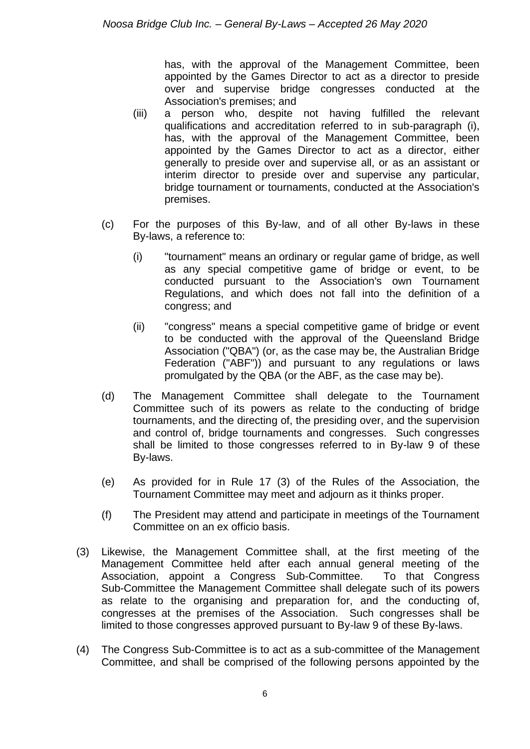has, with the approval of the Management Committee, been appointed by the Games Director to act as a director to preside over and supervise bridge congresses conducted at the Association's premises; and

(iii) a person who, despite not having fulfilled the relevant qualifications and accreditation referred to in sub-paragraph (i), has, with the approval of the Management Committee, been appointed by the Games Director to act as a director, either generally to preside over and supervise all, or as an assistant or interim director to preside over and supervise any particular, bridge tournament or tournaments, conducted at the Association's premises.

(c) For the purposes of this By-law, and of all other By-laws in these By-laws, a reference to:

(i) "tournament" means an ordinary or regular game of bridge, as well as any special competitive game of bridge or event, to be conducted pursuant to the Association's own Tournament Regulations, and which does not fall into the definition of a congress; and

(ii) "congress" means a special competitive game of bridge or event to be conducted with the approval of the Queensland Bridge Association ("QBA") (or, as the case may be, the Australian Bridge Federation ("ABF")) and pursuant to any regulations or laws promulgated by the QBA (or the ABF, as the case may be).

(d) The Management Committee shall delegate to the Tournament Committee such of its powers as relate to the conducting of bridge tournaments, and the directing of, the presiding over, and the supervision and control of, bridge tournaments and congresses. Such congresses shall be limited to those congresses referred to in By-law 9 of these By-laws.

(e) As provided for in Rule 17 (3) of the Rules of the Association, the Tournament Committee may meet and adjourn as it thinks proper.

(f) The President may attend and participate in meetings of the Tournament Committee on an ex officio basis.

(3) Likewise, the Management Committee shall, at the first meeting of the Management Committee held after each annual general meeting of the Association, appoint a Congress Sub-Committee. To that Congress Sub-Committee the Management Committee shall delegate such of its powers as relate to the organising and preparation for, and the conducting of, congresses at the premises of the Association. Such congresses shall be limited to those congresses approved pursuant to By-law 9 of these By-laws.

(4) The Congress Sub-Committee is to act as a sub-committee of the Management Committee, and shall be comprised of the following persons appointed by the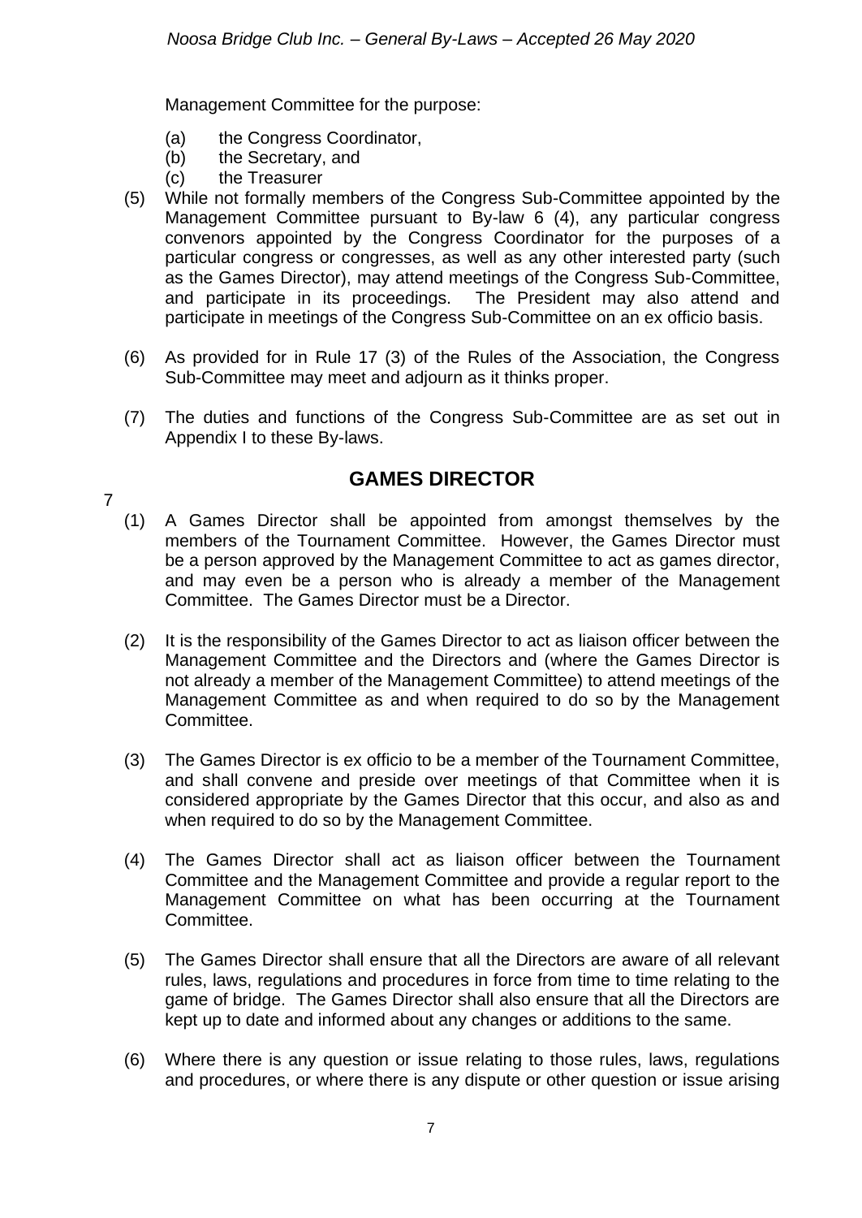Management Committee for the purpose:

(a) the Congress Coordinator,
(b) the Secretary, and
(c) the Treasurer

(5) While not formally members of the Congress Sub-Committee appointed by the Management Committee pursuant to By-law 6 (4), any particular congress convenors appointed by the Congress Coordinator for the purposes of a particular congress or congresses, as well as any other interested party (such as the Games Director), may attend meetings of the Congress Sub-Committee, and participate in its proceedings. The President may also attend and participate in meetings of the Congress Sub-Committee on an ex officio basis.

(6) As provided for in Rule 17 (3) of the Rules of the Association, the Congress Sub-Committee may meet and adjourn as it thinks proper.

(7) The duties and functions of the Congress Sub-Committee are as set out in Appendix I to these By-laws.

## GAMES DIRECTOR

7

(1) A Games Director shall be appointed from amongst themselves by the members of the Tournament Committee. However, the Games Director must be a person approved by the Management Committee to act as games director, and may even be a person who is already a member of the Management Committee. The Games Director must be a Director.

(2) It is the responsibility of the Games Director to act as liaison officer between the Management Committee and the Directors and (where the Games Director is not already a member of the Management Committee) to attend meetings of the Management Committee as and when required to do so by the Management Committee.

(3) The Games Director is ex officio to be a member of the Tournament Committee, and shall convene and preside over meetings of that Committee when it is considered appropriate by the Games Director that this occur, and also as and when required to do so by the Management Committee.

(4) The Games Director shall act as liaison officer between the Tournament Committee and the Management Committee and provide a regular report to the Management Committee on what has been occurring at the Tournament Committee.

(5) The Games Director shall ensure that all the Directors are aware of all relevant rules, laws, regulations and procedures in force from time to time relating to the game of bridge. The Games Director shall also ensure that all the Directors are kept up to date and informed about any changes or additions to the same.

(6) Where there is any question or issue relating to those rules, laws, regulations and procedures, or where there is any dispute or other question or issue arising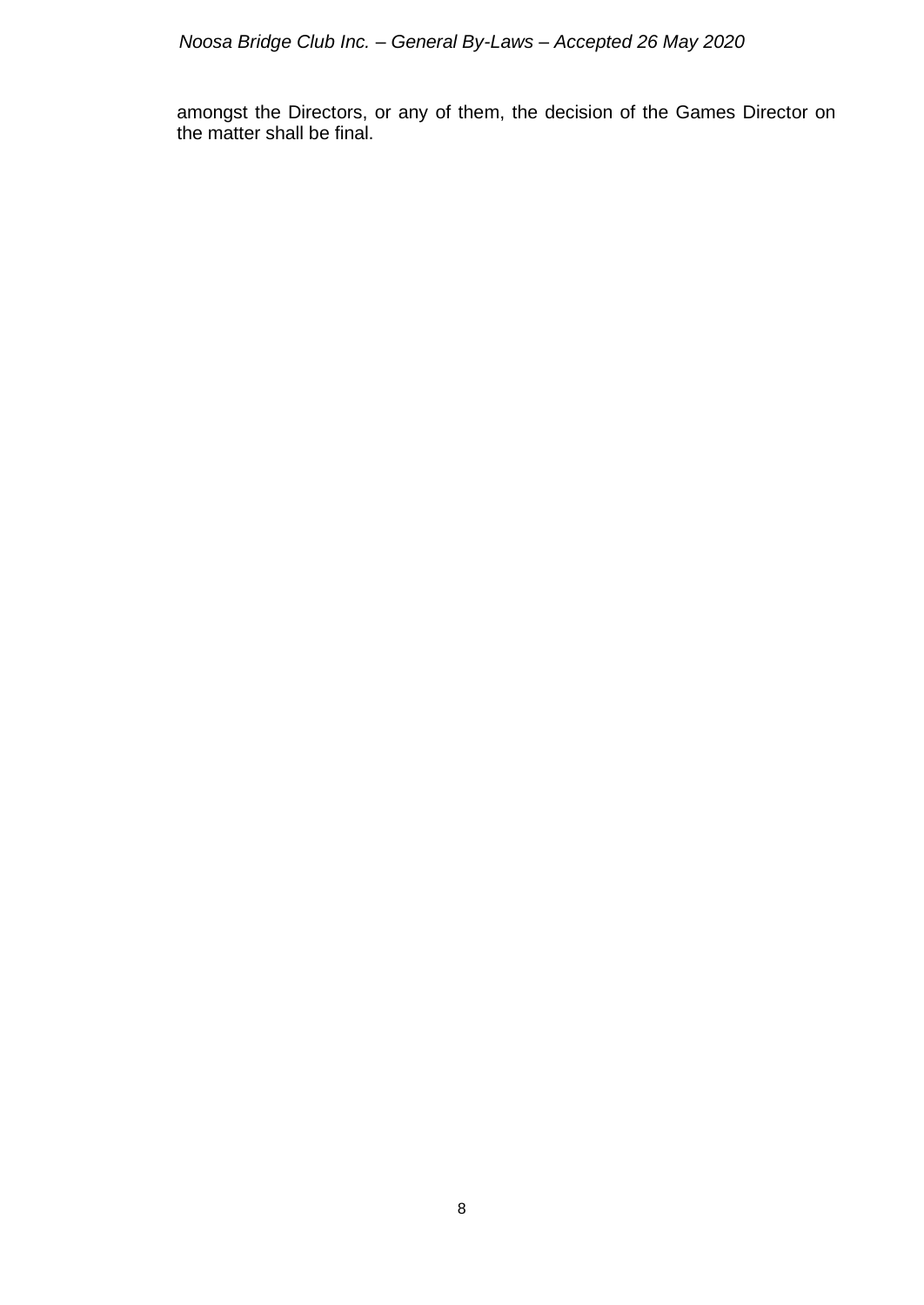amongst the Directors, or any of them, the decision of the Games Director on the matter shall be final.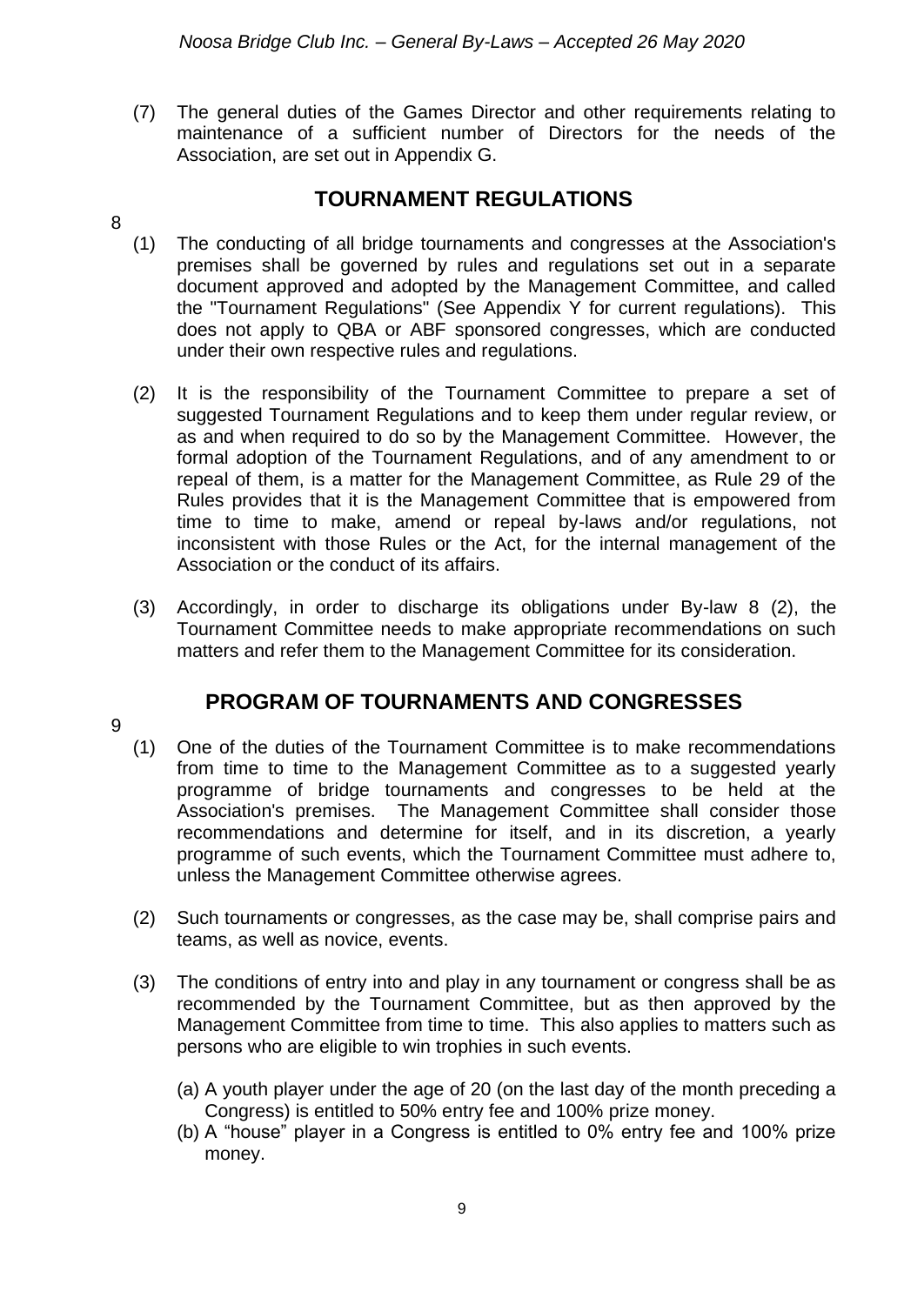(7) The general duties of the Games Director and other requirements relating to maintenance of a sufficient number of Directors for the needs of the Association, are set out in Appendix G.

## TOURNAMENT REGULATIONS

8

(1) The conducting of all bridge tournaments and congresses at the Association's premises shall be governed by rules and regulations set out in a separate document approved and adopted by the Management Committee, and called the "Tournament Regulations" (See Appendix Y for current regulations). This does not apply to QBA or ABF sponsored congresses, which are conducted under their own respective rules and regulations.

(2) It is the responsibility of the Tournament Committee to prepare a set of suggested Tournament Regulations and to keep them under regular review, or as and when required to do so by the Management Committee. However, the formal adoption of the Tournament Regulations, and of any amendment to or repeal of them, is a matter for the Management Committee, as Rule 29 of the Rules provides that it is the Management Committee that is empowered from time to time to make, amend or repeal by-laws and/or regulations, not inconsistent with those Rules or the Act, for the internal management of the Association or the conduct of its affairs.

(3) Accordingly, in order to discharge its obligations under By-law 8 (2), the Tournament Committee needs to make appropriate recommendations on such matters and refer them to the Management Committee for its consideration.

## PROGRAM OF TOURNAMENTS AND CONGRESSES

9

(1) One of the duties of the Tournament Committee is to make recommendations from time to time to the Management Committee as to a suggested yearly programme of bridge tournaments and congresses to be held at the Association's premises. The Management Committee shall consider those recommendations and determine for itself, and in its discretion, a yearly programme of such events, which the Tournament Committee must adhere to, unless the Management Committee otherwise agrees.

(2) Such tournaments or congresses, as the case may be, shall comprise pairs and teams, as well as novice, events.

(3) The conditions of entry into and play in any tournament or congress shall be as recommended by the Tournament Committee, but as then approved by the Management Committee from time to time. This also applies to matters such as persons who are eligible to win trophies in such events.

(a) A youth player under the age of 20 (on the last day of the month preceding a Congress) is entitled to 50% entry fee and 100% prize money.
(b) A "house" player in a Congress is entitled to 0% entry fee and 100% prize money.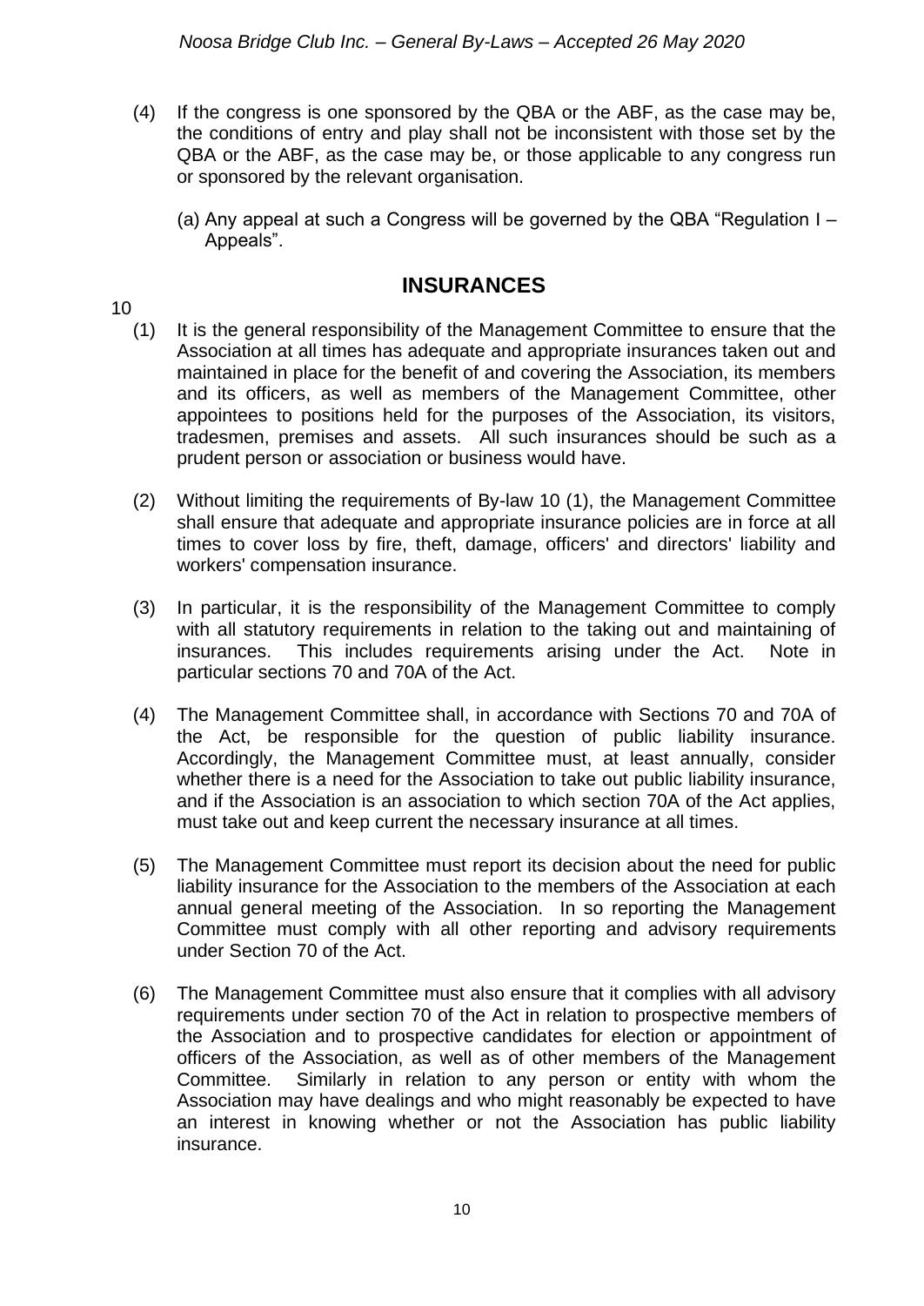(4) If the congress is one sponsored by the QBA or the ABF, as the case may be, the conditions of entry and play shall not be inconsistent with those set by the QBA or the ABF, as the case may be, or those applicable to any congress run or sponsored by the relevant organisation.

(a) Any appeal at such a Congress will be governed by the QBA "Regulation I – Appeals".

## INSURANCES

10

(1) It is the general responsibility of the Management Committee to ensure that the Association at all times has adequate and appropriate insurances taken out and maintained in place for the benefit of and covering the Association, its members and its officers, as well as members of the Management Committee, other appointees to positions held for the purposes of the Association, its visitors, tradesmen, premises and assets. All such insurances should be such as a prudent person or association or business would have.

(2) Without limiting the requirements of By-law 10 (1), the Management Committee shall ensure that adequate and appropriate insurance policies are in force at all times to cover loss by fire, theft, damage, officers' and directors' liability and workers' compensation insurance.

(3) In particular, it is the responsibility of the Management Committee to comply with all statutory requirements in relation to the taking out and maintaining of insurances. This includes requirements arising under the Act. Note in particular sections 70 and 70A of the Act.

(4) The Management Committee shall, in accordance with Sections 70 and 70A of the Act, be responsible for the question of public liability insurance. Accordingly, the Management Committee must, at least annually, consider whether there is a need for the Association to take out public liability insurance, and if the Association is an association to which section 70A of the Act applies, must take out and keep current the necessary insurance at all times.

(5) The Management Committee must report its decision about the need for public liability insurance for the Association to the members of the Association at each annual general meeting of the Association. In so reporting the Management Committee must comply with all other reporting and advisory requirements under Section 70 of the Act.

(6) The Management Committee must also ensure that it complies with all advisory requirements under section 70 of the Act in relation to prospective members of the Association and to prospective candidates for election or appointment of officers of the Association, as well as of other members of the Management Committee. Similarly in relation to any person or entity with whom the Association may have dealings and who might reasonably be expected to have an interest in knowing whether or not the Association has public liability insurance.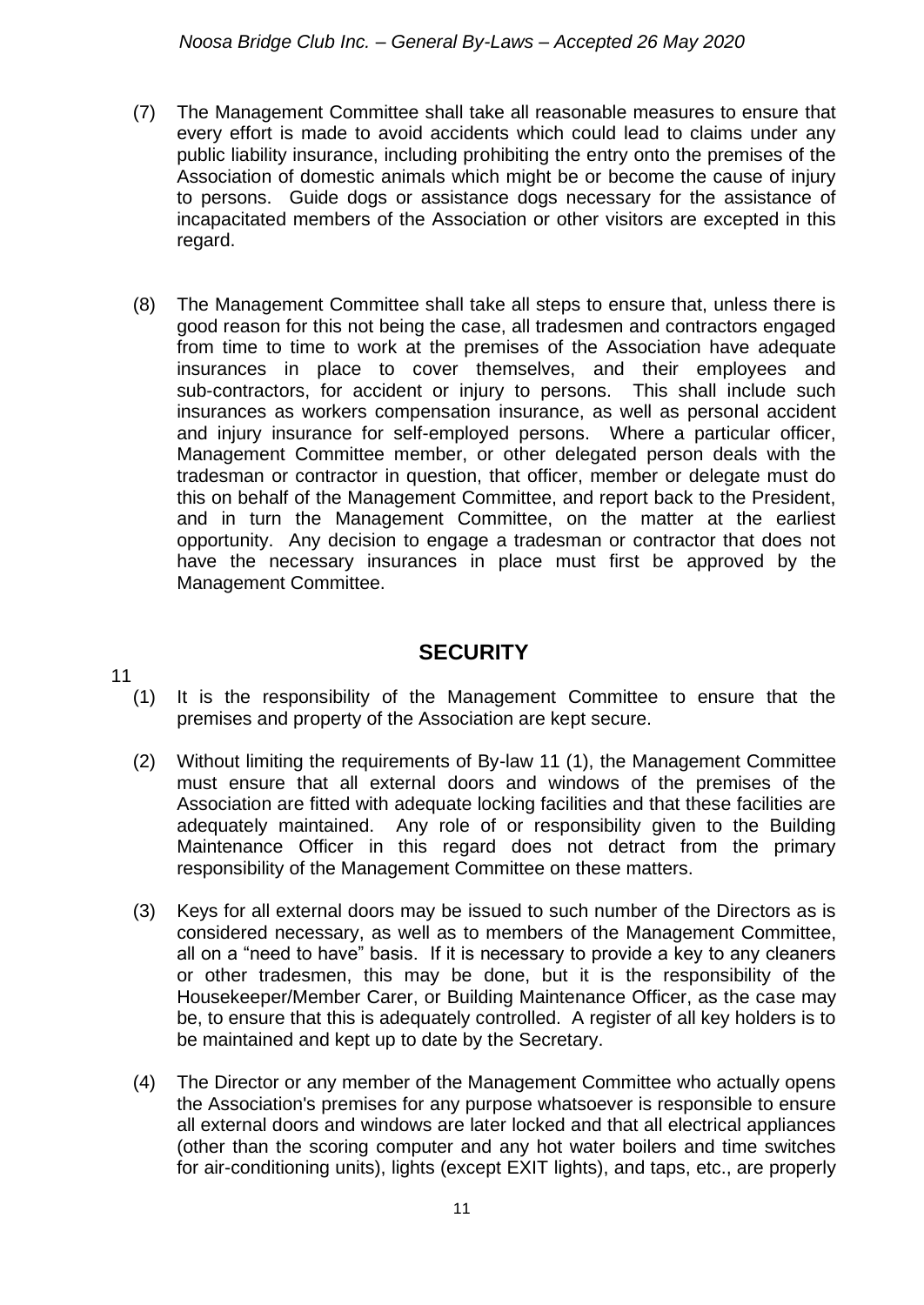(7) The Management Committee shall take all reasonable measures to ensure that every effort is made to avoid accidents which could lead to claims under any public liability insurance, including prohibiting the entry onto the premises of the Association of domestic animals which might be or become the cause of injury to persons. Guide dogs or assistance dogs necessary for the assistance of incapacitated members of the Association or other visitors are excepted in this regard.

(8) The Management Committee shall take all steps to ensure that, unless there is good reason for this not being the case, all tradesmen and contractors engaged from time to time to work at the premises of the Association have adequate insurances in place to cover themselves, and their employees and sub-contractors, for accident or injury to persons. This shall include such insurances as workers compensation insurance, as well as personal accident and injury insurance for self-employed persons. Where a particular officer, Management Committee member, or other delegated person deals with the tradesman or contractor in question, that officer, member or delegate must do this on behalf of the Management Committee, and report back to the President, and in turn the Management Committee, on the matter at the earliest opportunity. Any decision to engage a tradesman or contractor that does not have the necessary insurances in place must first be approved by the Management Committee.

## SECURITY

11

(1) It is the responsibility of the Management Committee to ensure that the premises and property of the Association are kept secure.

(2) Without limiting the requirements of By-law 11 (1), the Management Committee must ensure that all external doors and windows of the premises of the Association are fitted with adequate locking facilities and that these facilities are adequately maintained. Any role of or responsibility given to the Building Maintenance Officer in this regard does not detract from the primary responsibility of the Management Committee on these matters.

(3) Keys for all external doors may be issued to such number of the Directors as is considered necessary, as well as to members of the Management Committee, all on a "need to have" basis. If it is necessary to provide a key to any cleaners or other tradesmen, this may be done, but it is the responsibility of the Housekeeper/Member Carer, or Building Maintenance Officer, as the case may be, to ensure that this is adequately controlled. A register of all key holders is to be maintained and kept up to date by the Secretary.

(4) The Director or any member of the Management Committee who actually opens the Association's premises for any purpose whatsoever is responsible to ensure all external doors and windows are later locked and that all electrical appliances (other than the scoring computer and any hot water boilers and time switches for air-conditioning units), lights (except EXIT lights), and taps, etc., are properly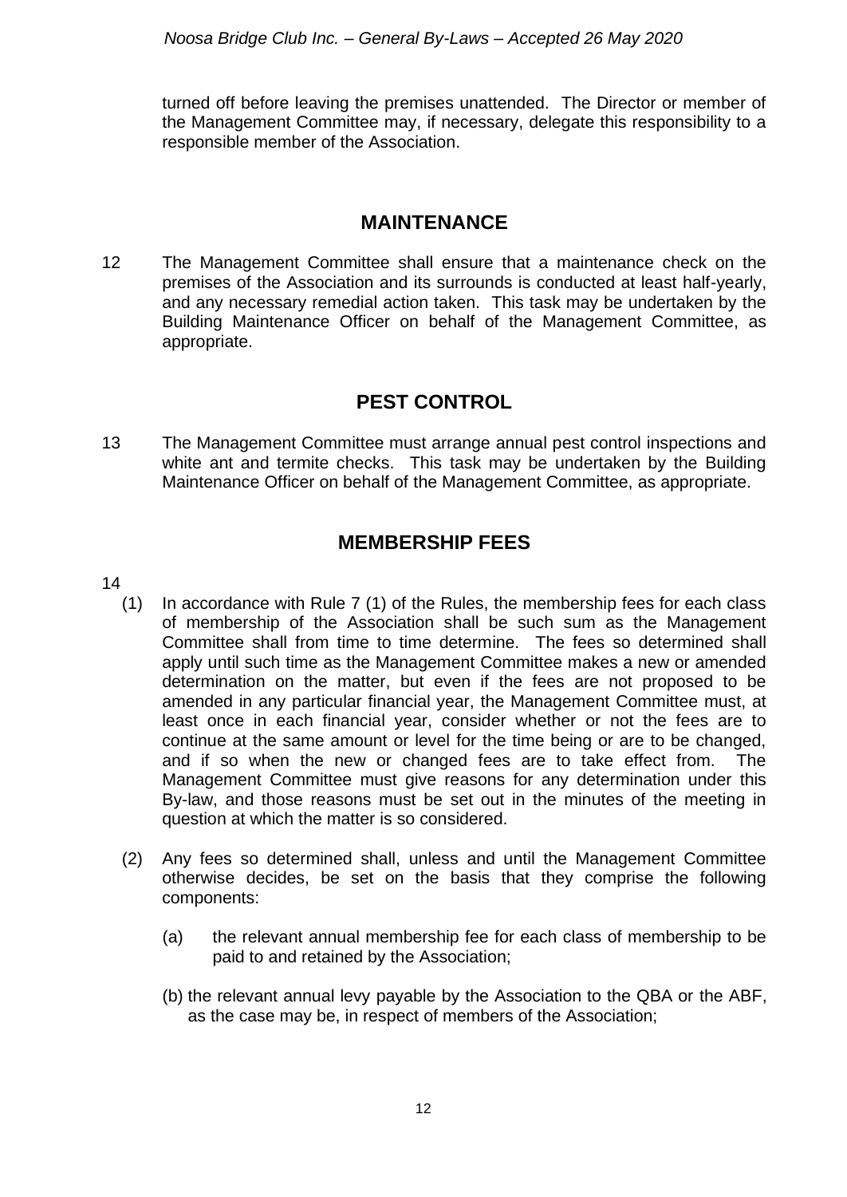turned off before leaving the premises unattended. The Director or member of the Management Committee may, if necessary, delegate this responsibility to a responsible member of the Association.

## MAINTENANCE

12 The Management Committee shall ensure that a maintenance check on the premises of the Association and its surrounds is conducted at least half-yearly, and any necessary remedial action taken. This task may be undertaken by the Building Maintenance Officer on behalf of the Management Committee, as appropriate.

## PEST CONTROL

13 The Management Committee must arrange annual pest control inspections and white ant and termite checks. This task may be undertaken by the Building Maintenance Officer on behalf of the Management Committee, as appropriate.

## MEMBERSHIP FEES

14

(1) In accordance with Rule 7 (1) of the Rules, the membership fees for each class of membership of the Association shall be such sum as the Management Committee shall from time to time determine. The fees so determined shall apply until such time as the Management Committee makes a new or amended determination on the matter, but even if the fees are not proposed to be amended in any particular financial year, the Management Committee must, at least once in each financial year, consider whether or not the fees are to continue at the same amount or level for the time being or are to be changed, and if so when the new or changed fees are to take effect from. The Management Committee must give reasons for any determination under this By-law, and those reasons must be set out in the minutes of the meeting in question at which the matter is so considered.

(2) Any fees so determined shall, unless and until the Management Committee otherwise decides, be set on the basis that they comprise the following components:

(a) the relevant annual membership fee for each class of membership to be paid to and retained by the Association;

(b) the relevant annual levy payable by the Association to the QBA or the ABF, as the case may be, in respect of members of the Association;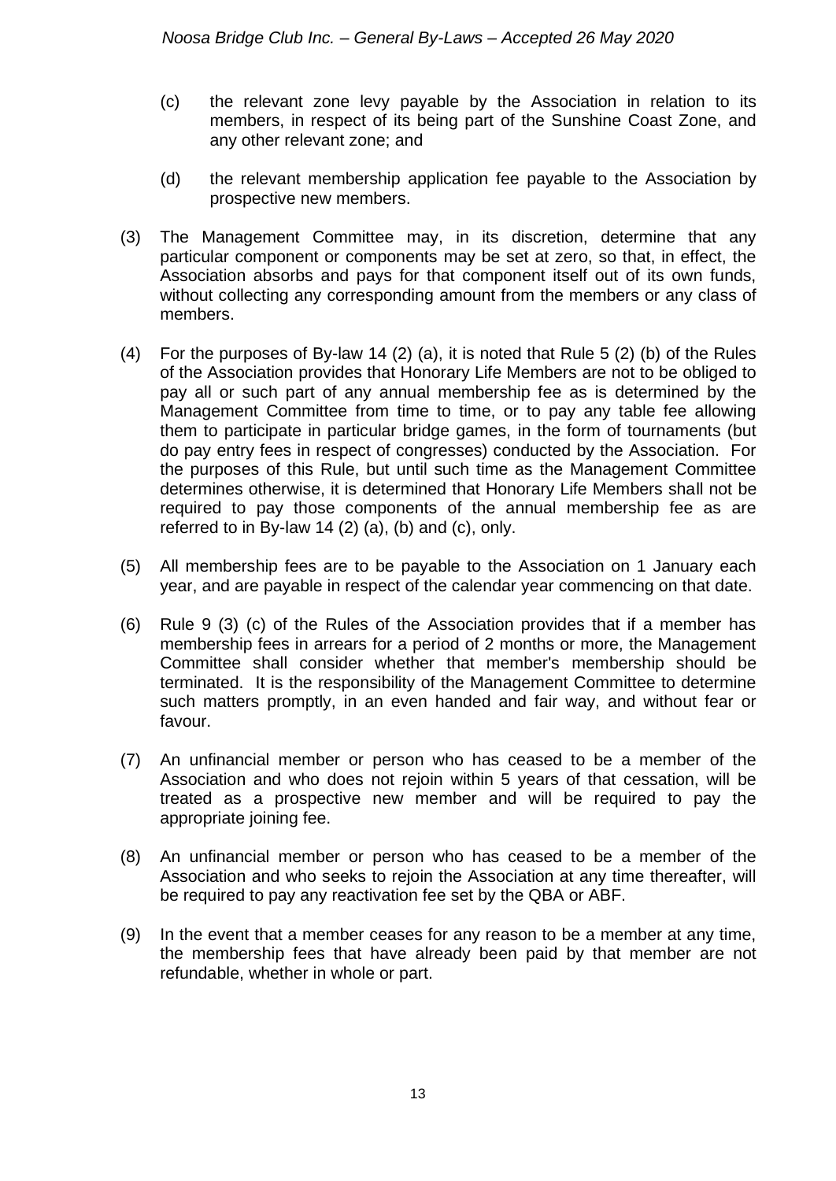(c) the relevant zone levy payable by the Association in relation to its members, in respect of its being part of the Sunshine Coast Zone, and any other relevant zone; and

(d) the relevant membership application fee payable to the Association by prospective new members.

(3) The Management Committee may, in its discretion, determine that any particular component or components may be set at zero, so that, in effect, the Association absorbs and pays for that component itself out of its own funds, without collecting any corresponding amount from the members or any class of members.

(4) For the purposes of By-law 14 (2) (a), it is noted that Rule 5 (2) (b) of the Rules of the Association provides that Honorary Life Members are not to be obliged to pay all or such part of any annual membership fee as is determined by the Management Committee from time to time, or to pay any table fee allowing them to participate in particular bridge games, in the form of tournaments (but do pay entry fees in respect of congresses) conducted by the Association. For the purposes of this Rule, but until such time as the Management Committee determines otherwise, it is determined that Honorary Life Members shall not be required to pay those components of the annual membership fee as are referred to in By-law 14 (2) (a), (b) and (c), only.

(5) All membership fees are to be payable to the Association on 1 January each year, and are payable in respect of the calendar year commencing on that date.

(6) Rule 9 (3) (c) of the Rules of the Association provides that if a member has membership fees in arrears for a period of 2 months or more, the Management Committee shall consider whether that member's membership should be terminated. It is the responsibility of the Management Committee to determine such matters promptly, in an even handed and fair way, and without fear or favour.

(7) An unfinancial member or person who has ceased to be a member of the Association and who does not rejoin within 5 years of that cessation, will be treated as a prospective new member and will be required to pay the appropriate joining fee.

(8) An unfinancial member or person who has ceased to be a member of the Association and who seeks to rejoin the Association at any time thereafter, will be required to pay any reactivation fee set by the QBA or ABF.

(9) In the event that a member ceases for any reason to be a member at any time, the membership fees that have already been paid by that member are not refundable, whether in whole or part.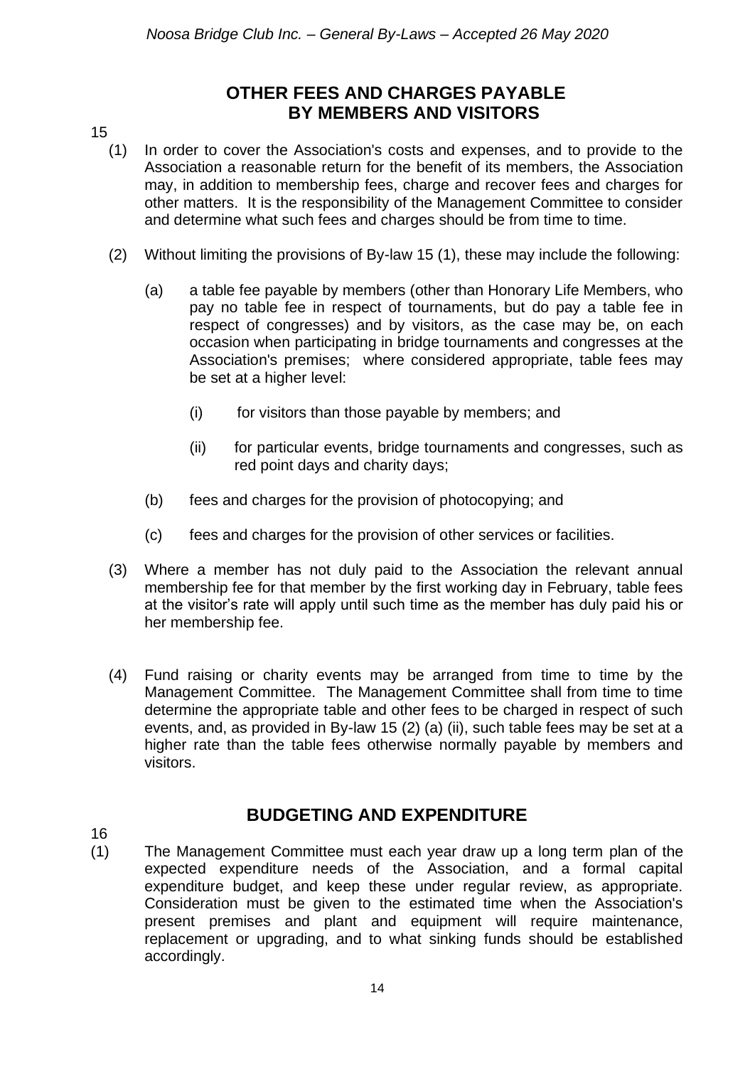## OTHER FEES AND CHARGES PAYABLE BY MEMBERS AND VISITORS

15

(1) In order to cover the Association's costs and expenses, and to provide to the Association a reasonable return for the benefit of its members, the Association may, in addition to membership fees, charge and recover fees and charges for other matters. It is the responsibility of the Management Committee to consider and determine what such fees and charges should be from time to time.

(2) Without limiting the provisions of By-law 15 (1), these may include the following:

(a) a table fee payable by members (other than Honorary Life Members, who pay no table fee in respect of tournaments, but do pay a table fee in respect of congresses) and by visitors, as the case may be, on each occasion when participating in bridge tournaments and congresses at the Association's premises; where considered appropriate, table fees may be set at a higher level:

(i) for visitors than those payable by members; and

(ii) for particular events, bridge tournaments and congresses, such as red point days and charity days;

(b) fees and charges for the provision of photocopying; and

(c) fees and charges for the provision of other services or facilities.

(3) Where a member has not duly paid to the Association the relevant annual membership fee for that member by the first working day in February, table fees at the visitor's rate will apply until such time as the member has duly paid his or her membership fee.

(4) Fund raising or charity events may be arranged from time to time by the Management Committee. The Management Committee shall from time to time determine the appropriate table and other fees to be charged in respect of such events, and, as provided in By-law 15 (2) (a) (ii), such table fees may be set at a higher rate than the table fees otherwise normally payable by members and visitors.

## BUDGETING AND EXPENDITURE

16

(1) The Management Committee must each year draw up a long term plan of the expected expenditure needs of the Association, and a formal capital expenditure budget, and keep these under regular review, as appropriate. Consideration must be given to the estimated time when the Association's present premises and plant and equipment will require maintenance, replacement or upgrading, and to what sinking funds should be established accordingly.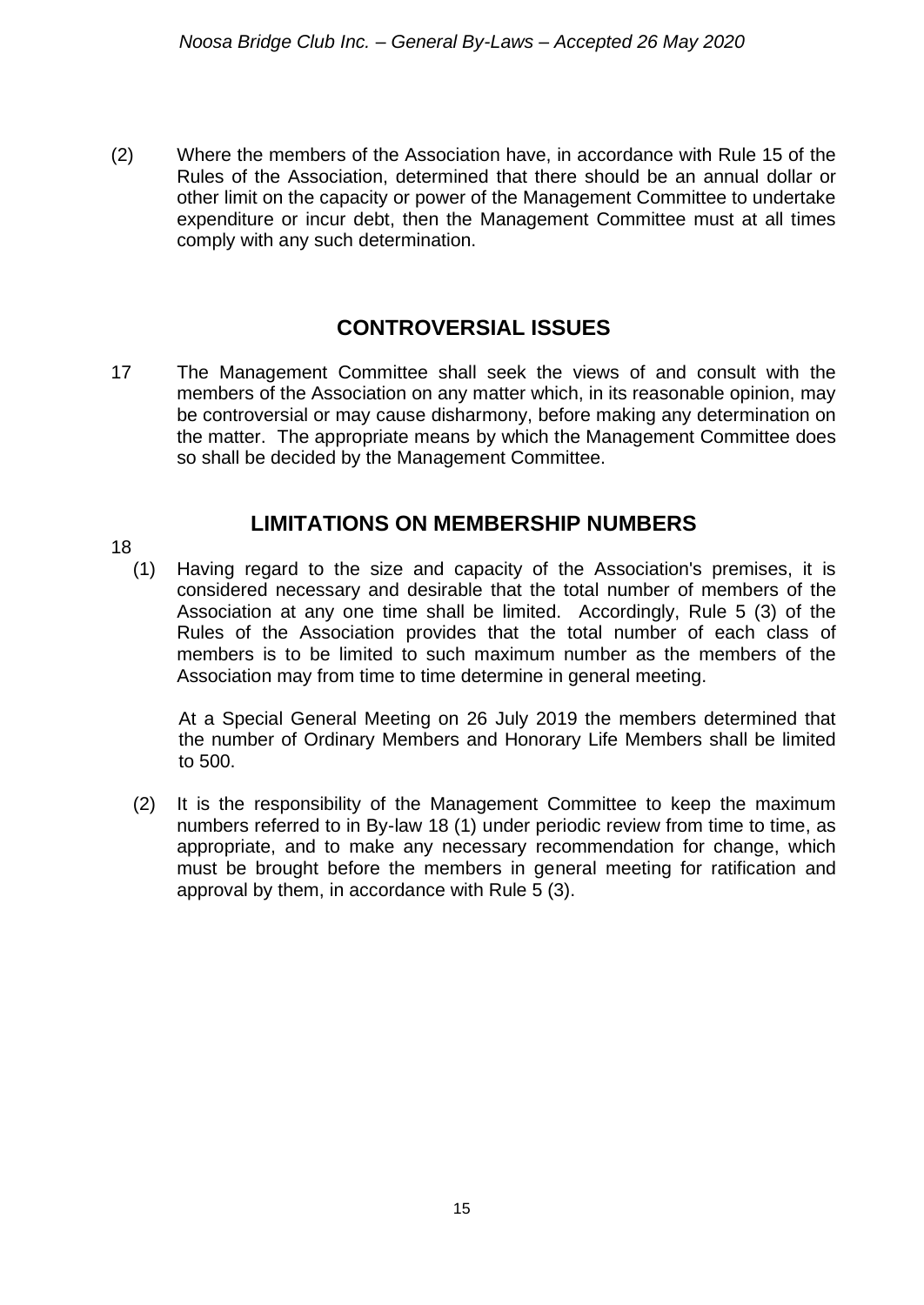(2) Where the members of the Association have, in accordance with Rule 15 of the Rules of the Association, determined that there should be an annual dollar or other limit on the capacity or power of the Management Committee to undertake expenditure or incur debt, then the Management Committee must at all times comply with any such determination.

## CONTROVERSIAL ISSUES

17 The Management Committee shall seek the views of and consult with the members of the Association on any matter which, in its reasonable opinion, may be controversial or may cause disharmony, before making any determination on the matter. The appropriate means by which the Management Committee does so shall be decided by the Management Committee.

## LIMITATIONS ON MEMBERSHIP NUMBERS

18

(1) Having regard to the size and capacity of the Association's premises, it is considered necessary and desirable that the total number of members of the Association at any one time shall be limited. Accordingly, Rule 5 (3) of the Rules of the Association provides that the total number of each class of members is to be limited to such maximum number as the members of the Association may from time to time determine in general meeting.

At a Special General Meeting on 26 July 2019 the members determined that the number of Ordinary Members and Honorary Life Members shall be limited to 500.

(2) It is the responsibility of the Management Committee to keep the maximum numbers referred to in By-law 18 (1) under periodic review from time to time, as appropriate, and to make any necessary recommendation for change, which must be brought before the members in general meeting for ratification and approval by them, in accordance with Rule 5 (3).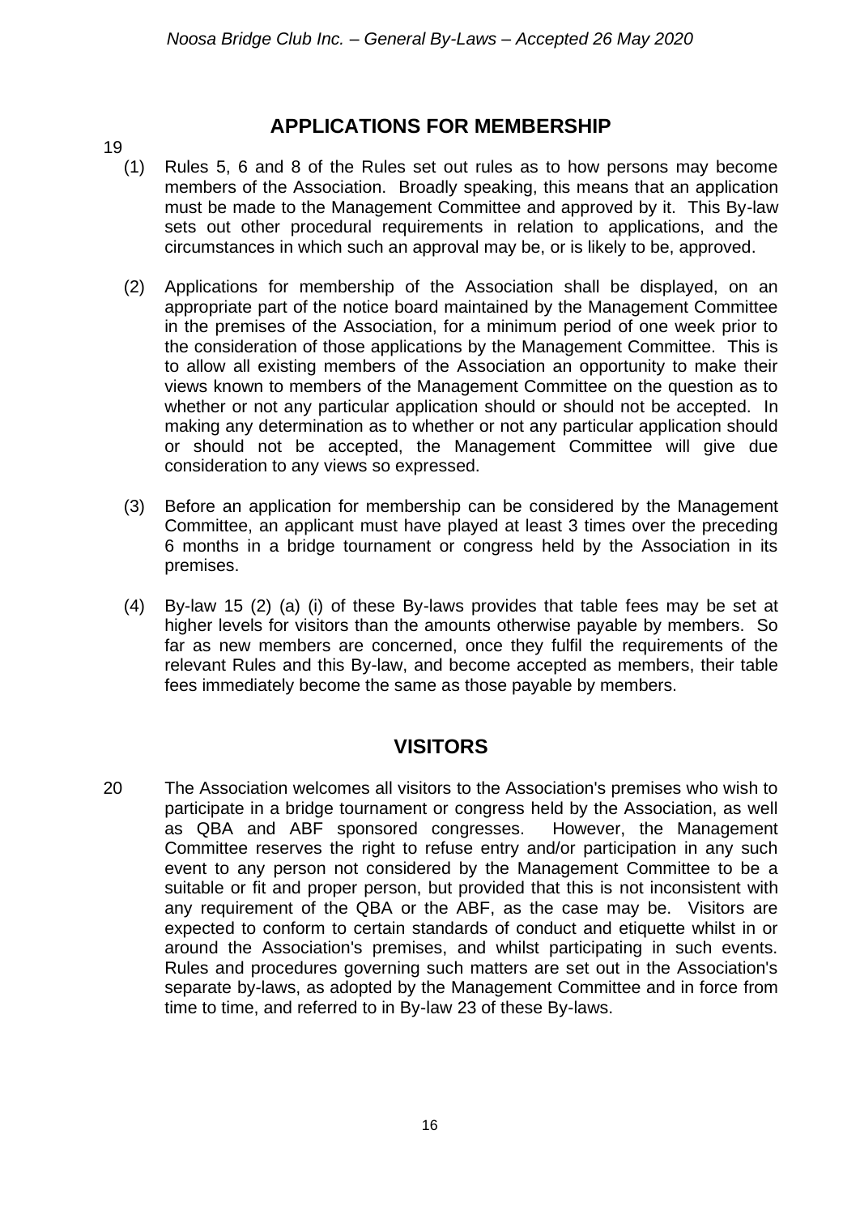## APPLICATIONS FOR MEMBERSHIP

19

(1) Rules 5, 6 and 8 of the Rules set out rules as to how persons may become members of the Association. Broadly speaking, this means that an application must be made to the Management Committee and approved by it. This By-law sets out other procedural requirements in relation to applications, and the circumstances in which such an approval may be, or is likely to be, approved.

(2) Applications for membership of the Association shall be displayed, on an appropriate part of the notice board maintained by the Management Committee in the premises of the Association, for a minimum period of one week prior to the consideration of those applications by the Management Committee. This is to allow all existing members of the Association an opportunity to make their views known to members of the Management Committee on the question as to whether or not any particular application should or should not be accepted. In making any determination as to whether or not any particular application should or should not be accepted, the Management Committee will give due consideration to any views so expressed.

(3) Before an application for membership can be considered by the Management Committee, an applicant must have played at least 3 times over the preceding 6 months in a bridge tournament or congress held by the Association in its premises.

(4) By-law 15 (2) (a) (i) of these By-laws provides that table fees may be set at higher levels for visitors than the amounts otherwise payable by members. So far as new members are concerned, once they fulfil the requirements of the relevant Rules and this By-law, and become accepted as members, their table fees immediately become the same as those payable by members.

## VISITORS

20 The Association welcomes all visitors to the Association's premises who wish to participate in a bridge tournament or congress held by the Association, as well as QBA and ABF sponsored congresses. However, the Management Committee reserves the right to refuse entry and/or participation in any such event to any person not considered by the Management Committee to be a suitable or fit and proper person, but provided that this is not inconsistent with any requirement of the QBA or the ABF, as the case may be. Visitors are expected to conform to certain standards of conduct and etiquette whilst in or around the Association's premises, and whilst participating in such events. Rules and procedures governing such matters are set out in the Association's separate by-laws, as adopted by the Management Committee and in force from time to time, and referred to in By-law 23 of these By-laws.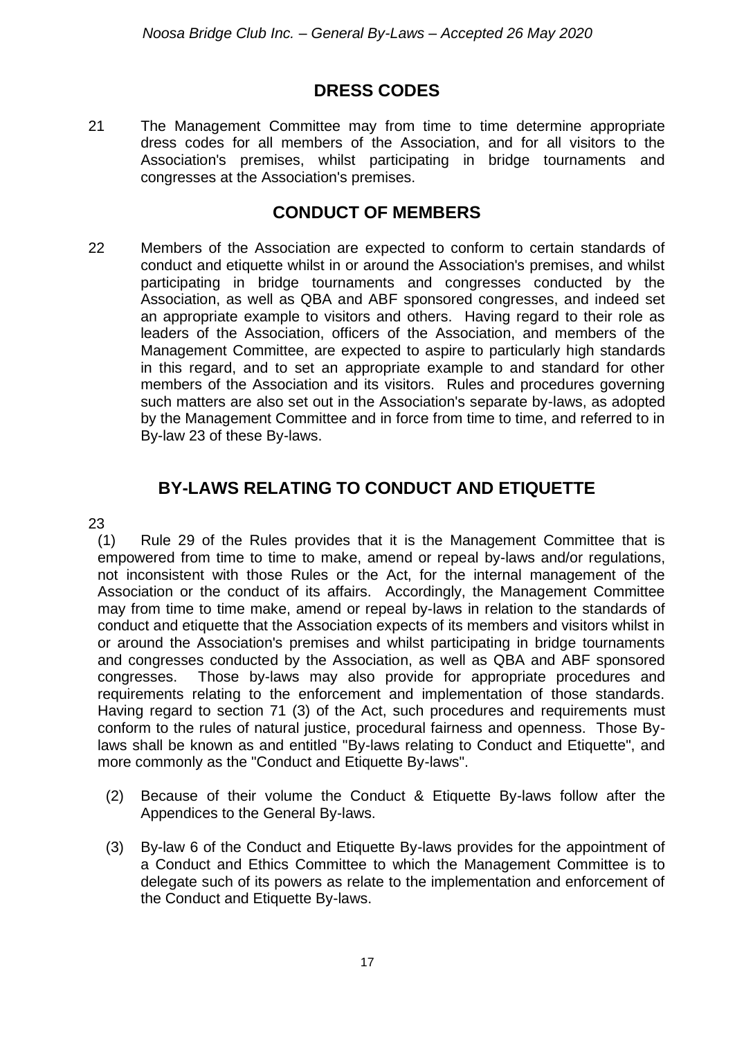## DRESS CODES

21 The Management Committee may from time to time determine appropriate dress codes for all members of the Association, and for all visitors to the Association's premises, whilst participating in bridge tournaments and congresses at the Association's premises.

## CONDUCT OF MEMBERS

22 Members of the Association are expected to conform to certain standards of conduct and etiquette whilst in or around the Association's premises, and whilst participating in bridge tournaments and congresses conducted by the Association, as well as QBA and ABF sponsored congresses, and indeed set an appropriate example to visitors and others. Having regard to their role as leaders of the Association, officers of the Association, and members of the Management Committee, are expected to aspire to particularly high standards in this regard, and to set an appropriate example to and standard for other members of the Association and its visitors. Rules and procedures governing such matters are also set out in the Association's separate by-laws, as adopted by the Management Committee and in force from time to time, and referred to in By-law 23 of these By-laws.

## BY-LAWS RELATING TO CONDUCT AND ETIQUETTE

23

(1) Rule 29 of the Rules provides that it is the Management Committee that is empowered from time to time to make, amend or repeal by-laws and/or regulations, not inconsistent with those Rules or the Act, for the internal management of the Association or the conduct of its affairs. Accordingly, the Management Committee may from time to time make, amend or repeal by-laws in relation to the standards of conduct and etiquette that the Association expects of its members and visitors whilst in or around the Association's premises and whilst participating in bridge tournaments and congresses conducted by the Association, as well as QBA and ABF sponsored congresses. Those by-laws may also provide for appropriate procedures and requirements relating to the enforcement and implementation of those standards. Having regard to section 71 (3) of the Act, such procedures and requirements must conform to the rules of natural justice, procedural fairness and openness. Those By-laws shall be known as and entitled "By-laws relating to Conduct and Etiquette", and more commonly as the "Conduct and Etiquette By-laws".

(2) Because of their volume the Conduct & Etiquette By-laws follow after the Appendices to the General By-laws.

(3) By-law 6 of the Conduct and Etiquette By-laws provides for the appointment of a Conduct and Ethics Committee to which the Management Committee is to delegate such of its powers as relate to the implementation and enforcement of the Conduct and Etiquette By-laws.